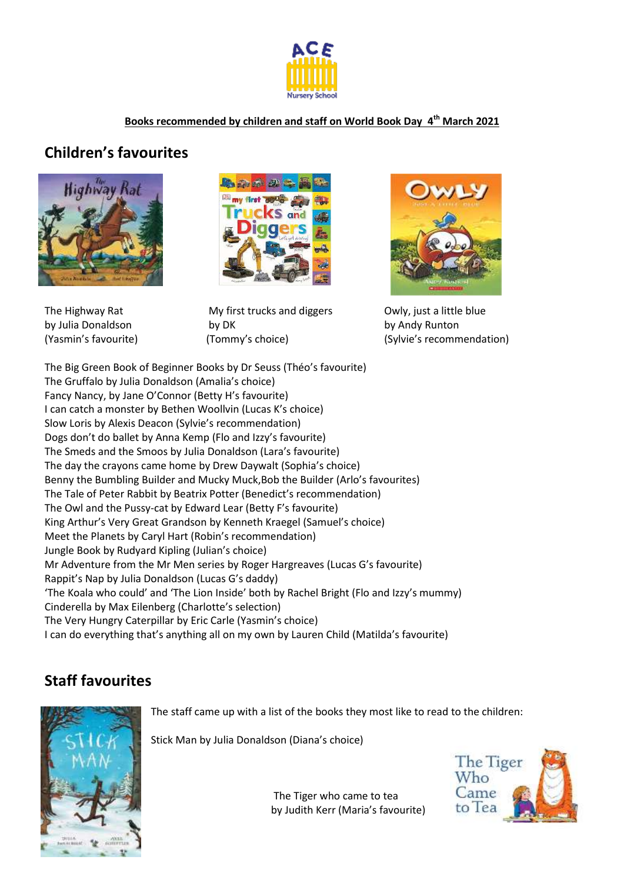**Books recommended by children and staff on World Book Day 4th March 2021**

## Children's favourites

The Highway Rat
by Julia Donaldson
(Yasmin's favourite)

My first trucks and diggers
by DK
(Tommy's choice)

Owly, just a little blue
by Andy Runton
(Sylvie's recommendation)

The Big Green Book of Beginner Books by Dr Seuss (Théo's favourite)
The Gruffalo by Julia Donaldson (Amalia's choice)
Fancy Nancy, by Jane O'Connor (Betty H's favourite)
I can catch a monster by Bethen Woollvin (Lucas K's choice)
Slow Loris by Alexis Deacon (Sylvie's recommendation)
Dogs don't do ballet by Anna Kemp (Flo and Izzy's favourite)
The Smeds and the Smoos by Julia Donaldson (Lara's favourite)
The day the crayons came home by Drew Daywalt (Sophia's choice)
Benny the Bumbling Builder and Mucky Muck,Bob the Builder (Arlo's favourites)
The Tale of Peter Rabbit by Beatrix Potter (Benedict's recommendation)
The Owl and the Pussy-cat by Edward Lear (Betty F's favourite)
King Arthur's Very Great Grandson by Kenneth Kraegel (Samuel's choice)
Meet the Planets by Caryl Hart (Robin's recommendation)
Jungle Book by Rudyard Kipling (Julian's choice)
Mr Adventure from the Mr Men series by Roger Hargreaves (Lucas G's favourite)
Rappit's Nap by Julia Donaldson (Lucas G's daddy)
'The Koala who could' and 'The Lion Inside' both by Rachel Bright (Flo and Izzy's mummy)
Cinderella by Max Eilenberg (Charlotte's selection)
The Very Hungry Caterpillar by Eric Carle (Yasmin's choice)
I can do everything that's anything all on my own by Lauren Child (Matilda's favourite)

## Staff favourites

The staff came up with a list of the books they most like to read to the children:

Stick Man by Julia Donaldson (Diana's choice)

The Tiger who came to tea
by Judith Kerr (Maria's favourite)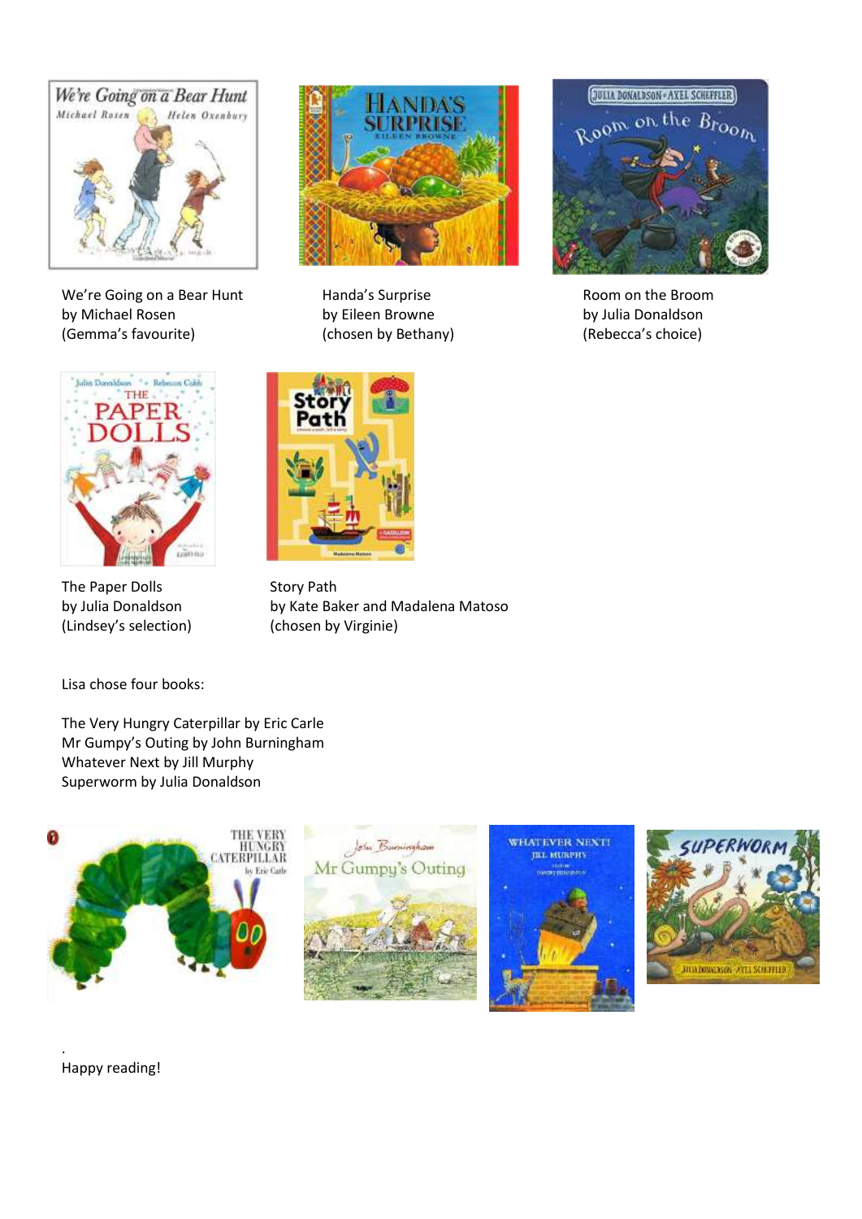We're Going on a Bear Hunt
by Michael Rosen
(Gemma's favourite)

Handa's Surprise
by Eileen Browne
(chosen by Bethany)

Room on the Broom
by Julia Donaldson
(Rebecca's choice)

The Paper Dolls
by Julia Donaldson
(Lindsey's selection)

Story Path
by Kate Baker and Madalena Matoso
(chosen by Virginie)

Lisa chose four books:

The Very Hungry Caterpillar by Eric Carle
Mr Gumpy's Outing by John Burningham
Whatever Next by Jill Murphy
Superworm by Julia Donaldson

.
Happy reading!